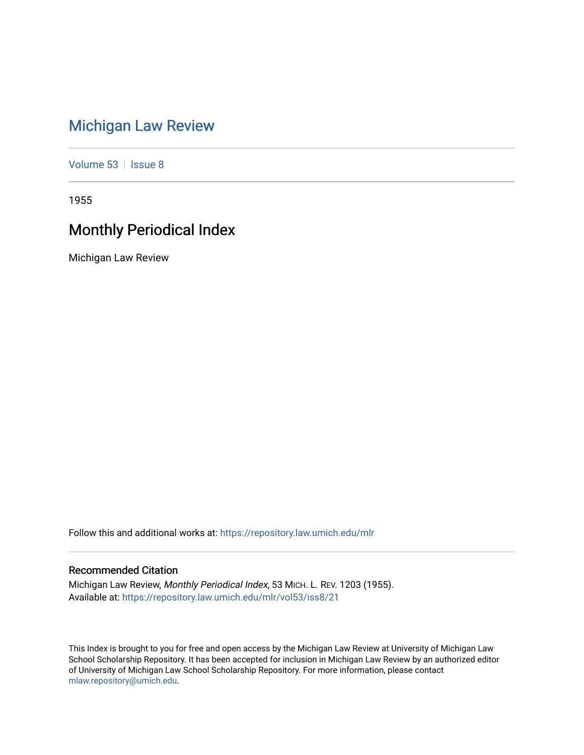# Michigan Law Review

Volume 53 | Issue 8

1955

## Monthly Periodical Index

Michigan Law Review

Follow this and additional works at: https://repository.law.umich.edu/mlr

### Recommended Citation

Michigan Law Review, *Monthly Periodical Index*, 53 MICH. L. REV. 1203 (1955).
Available at: https://repository.law.umich.edu/mlr/vol53/iss8/21

This Index is brought to you for free and open access by the Michigan Law Review at University of Michigan Law School Scholarship Repository. It has been accepted for inclusion in Michigan Law Review by an authorized editor of University of Michigan Law School Scholarship Repository. For more information, please contact mlaw.repository@umich.edu.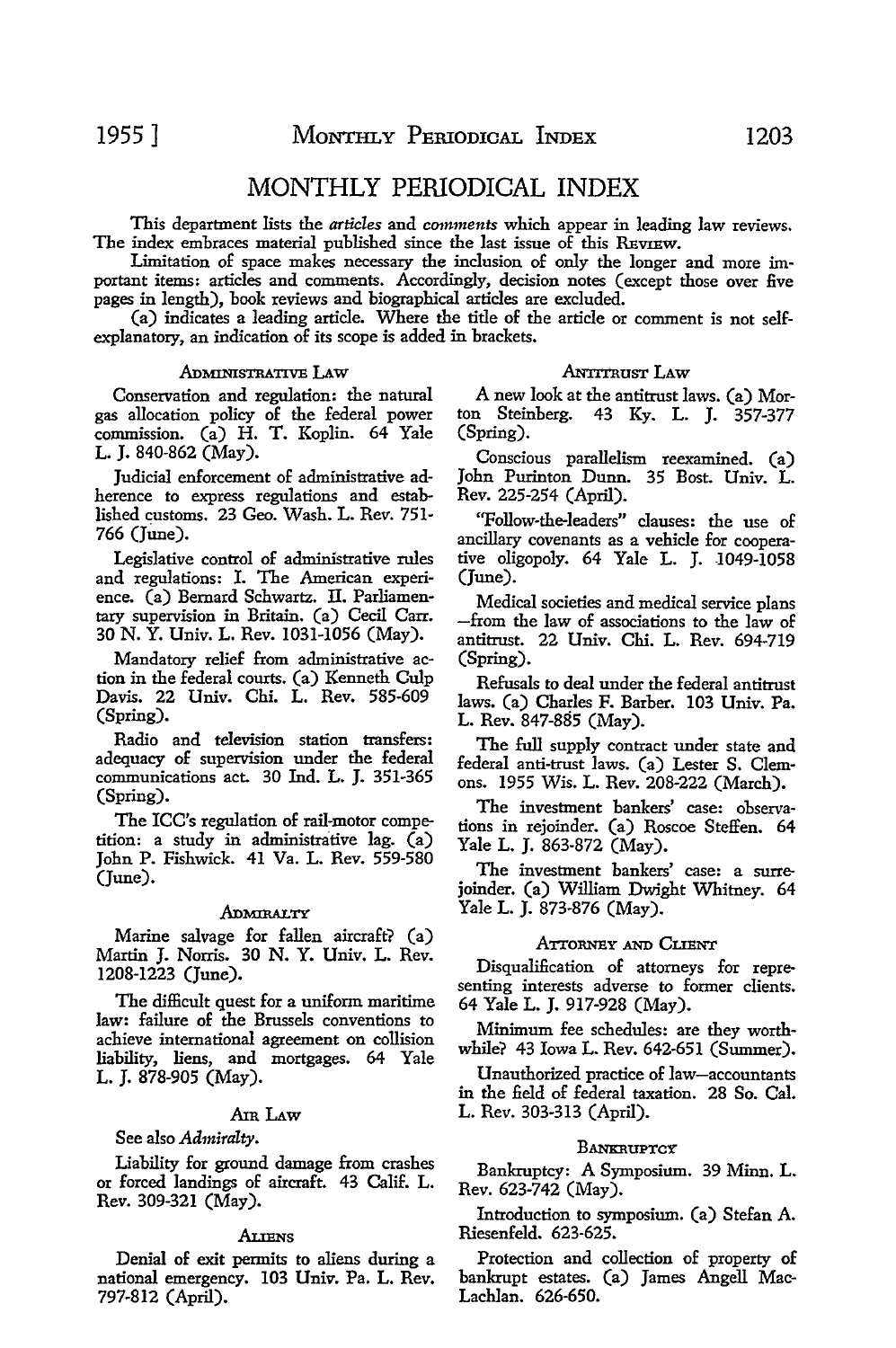# MONTHLY PERIODICAL INDEX

This department lists the *articles* and *comments* which appear in leading law reviews. The index embraces material published since the last issue of this REVIEW.

Limitation of space makes necessary the inclusion of only the longer and more important items: articles and comments. Accordingly, decision notes (except those over five pages in length), book reviews and biographical articles are excluded.

(a) indicates a leading article. Where the title of the article or comment is not self-explanatory, an indication of its scope is added in brackets.

### ADMINISTRATIVE LAW

Conservation and regulation: the natural gas allocation policy of the federal power commission. (a) H. T. Koplin. 64 Yale L. J. 840-862 (May).

Judicial enforcement of administrative adherence to express regulations and established customs. 23 Geo. Wash. L. Rev. 751-766 (June).

Legislative control of administrative rules and regulations: I. The American experience. (a) Bernard Schwartz. II. Parliamentary supervision in Britain. (a) Cecil Carr. 30 N. Y. Univ. L. Rev. 1031-1056 (May).

Mandatory relief from administrative action in the federal courts. (a) Kenneth Culp Davis. 22 Univ. Chi. L. Rev. 585-609 (Spring).

Radio and television station transfers: adequacy of supervision under the federal communications act. 30 Ind. L. J. 351-365 (Spring).

The ICC's regulation of rail-motor competition: a study in administrative lag. (a) John P. Fishwick. 41 Va. L. Rev. 559-580 (June).

### ADMIRALTY

Marine salvage for fallen aircraft? (a) Martin J. Norris. 30 N. Y. Univ. L. Rev. 1208-1223 (June).

The difficult quest for a uniform maritime law: failure of the Brussels conventions to achieve international agreement on collision liability, liens, and mortgages. 64 Yale L. J. 878-905 (May).

### AIR LAW

See also *Admiralty*.

Liability for ground damage from crashes or forced landings of aircraft. 43 Calif. L. Rev. 309-321 (May).

### ALIENS

Denial of exit permits to aliens during a national emergency. 103 Univ. Pa. L. Rev. 797-812 (April).

### ANTITRUST LAW

A new look at the antitrust laws. (a) Morton Steinberg. 43 Ky. L. J. 357-377 (Spring).

Conscious parallelism reexamined. (a) John Purinton Dunn. 35 Bost. Univ. L. Rev. 225-254 (April).

"Follow-the-leaders" clauses: the use of ancillary covenants as a vehicle for cooperative oligopoly. 64 Yale L. J. 1049-1058 (June).

Medical societies and medical service plans —from the law of associations to the law of antitrust. 22 Univ. Chi. L. Rev. 694-719 (Spring).

Refusals to deal under the federal antitrust laws. (a) Charles F. Barber. 103 Univ. Pa. L. Rev. 847-885 (May).

The full supply contract under state and federal anti-trust laws. (a) Lester S. Clemons. 1955 Wis. L. Rev. 208-222 (March).

The investment bankers' case: observations in rejoinder. (a) Roscoe Steffen. 64 Yale L. J. 863-872 (May).

The investment bankers' case: a surrejoinder. (a) William Dwight Whitney. 64 Yale L. J. 873-876 (May).

### ATTORNEY AND CLIENT

Disqualification of attorneys for representing interests adverse to former clients. 64 Yale L. J. 917-928 (May).

Minimum fee schedules: are they worthwhile? 43 Iowa L. Rev. 642-651 (Summer).

Unauthorized practice of law—accountants in the field of federal taxation. 28 So. Cal. L. Rev. 303-313 (April).

### BANKRUPTCY

Bankruptcy: A Symposium. 39 Minn. L. Rev. 623-742 (May).

Introduction to symposium. (a) Stefan A. Riesenfeld. 623-625.

Protection and collection of property of bankrupt estates. (a) James Angell MacLachlan. 626-650.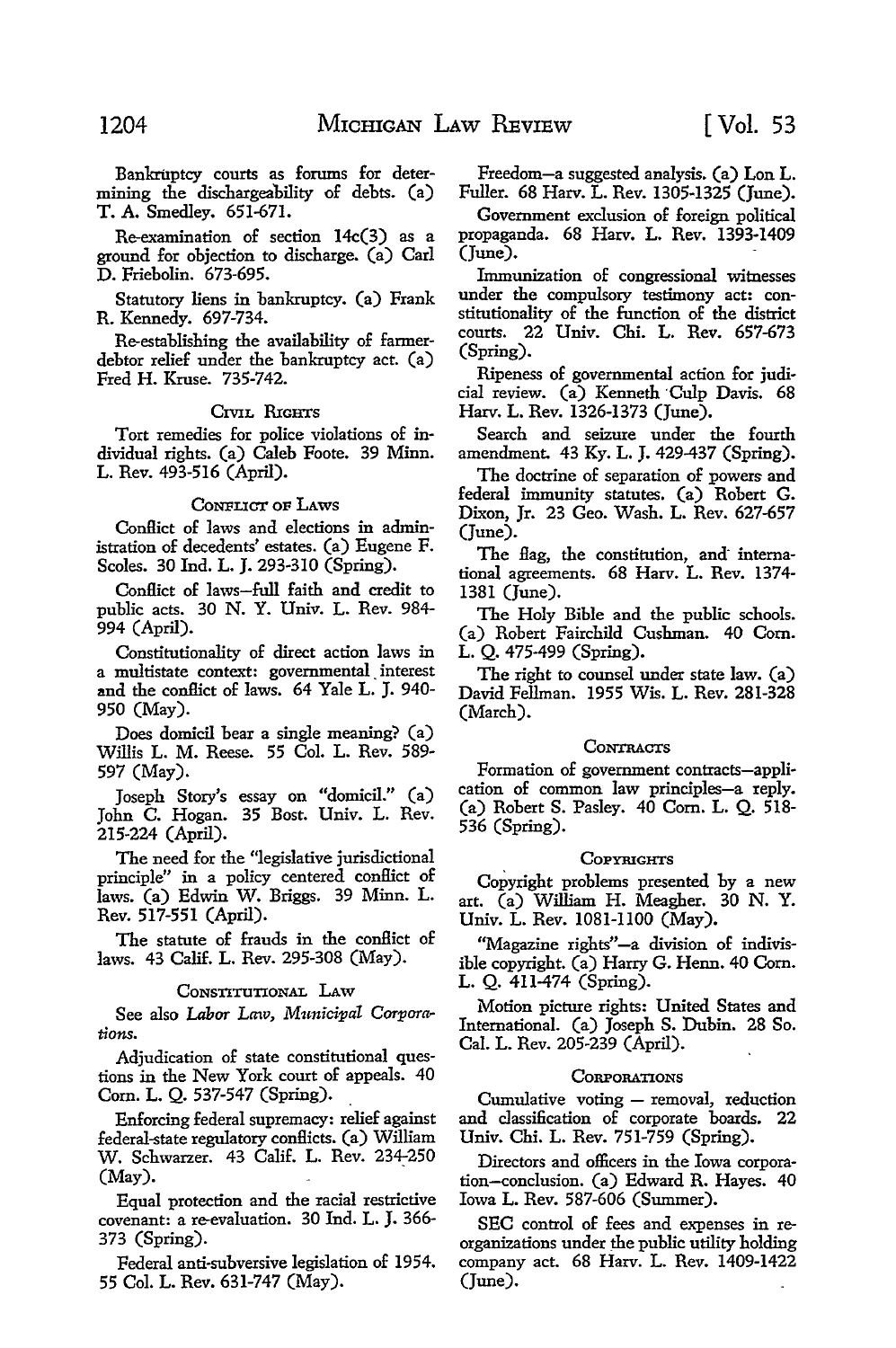Bankruptcy courts as forums for determining the dischargeability of debts. (a) T. A. Smedley. 651-671.

Re-examination of section 14c(3) as a ground for objection to discharge. (a) Carl D. Friebolin. 673-695.

Statutory liens in bankruptcy. (a) Frank R. Kennedy. 697-734.

Re-establishing the availability of farmer-debtor relief under the bankruptcy act. (a) Fred H. Kruse. 735-742.

### Civil Rights

Tort remedies for police violations of individual rights. (a) Caleb Foote. 39 Minn. L. Rev. 493-516 (April).

### Conflict of Laws

Conflict of laws and elections in administration of decedents' estates. (a) Eugene F. Scoles. 30 Ind. L. J. 293-310 (Spring).

Conflict of laws—full faith and credit to public acts. 30 N. Y. Univ. L. Rev. 984-994 (April).

Constitutionality of direct action laws in a multistate context: governmental interest and the conflict of laws. 64 Yale L. J. 940-950 (May).

Does domicil bear a single meaning? (a) Willis L. M. Reese. 55 Col. L. Rev. 589-597 (May).

Joseph Story's essay on "domicil." (a) John C. Hogan. 35 Bost. Univ. L. Rev. 215-224 (April).

The need for the "legislative jurisdictional principle" in a policy centered conflict of laws. (a) Edwin W. Briggs. 39 Minn. L. Rev. 517-551 (April).

The statute of frauds in the conflict of laws. 43 Calif. L. Rev. 295-308 (May).

### Constitutional Law

See also *Labor Law, Municipal Corporations.*

Adjudication of state constitutional questions in the New York court of appeals. 40 Corn. L. Q. 537-547 (Spring).

Enforcing federal supremacy: relief against federal-state regulatory conflicts. (a) William W. Schwarzer. 43 Calif. L. Rev. 234-250 (May).

Equal protection and the racial restrictive covenant: a re-evaluation. 30 Ind. L. J. 366-373 (Spring).

Federal anti-subversive legislation of 1954. 55 Col. L. Rev. 631-747 (May).

Freedom—a suggested analysis. (a) Lon L. Fuller. 68 Harv. L. Rev. 1305-1325 (June).

Government exclusion of foreign political propaganda. 68 Harv. L. Rev. 1393-1409 (June).

Immunization of congressional witnesses under the compulsory testimony act: constitutionality of the function of the district courts. 22 Univ. Chi. L. Rev. 657-673 (Spring).

Ripeness of governmental action for judicial review. (a) Kenneth Culp Davis. 68 Harv. L. Rev. 1326-1373 (June).

Search and seizure under the fourth amendment. 43 Ky. L. J. 429-437 (Spring).

The doctrine of separation of powers and federal immunity statutes. (a) Robert G. Dixon, Jr. 23 Geo. Wash. L. Rev. 627-657 (June).

The flag, the constitution, and international agreements. 68 Harv. L. Rev. 1374-1381 (June).

The Holy Bible and the public schools. (a) Robert Fairchild Cushman. 40 Corn. L. Q. 475-499 (Spring).

The right to counsel under state law. (a) David Fellman. 1955 Wis. L. Rev. 281-328 (March).

### Contracts

Formation of government contracts—application of common law principles—a reply. (a) Robert S. Pasley. 40 Corn. L. Q. 518-536 (Spring).

### Copyrights

Copyright problems presented by a new art. (a) William H. Meagher. 30 N. Y. Univ. L. Rev. 1081-1100 (May).

"Magazine rights"—a division of indivisible copyright. (a) Harry G. Henn. 40 Corn. L. Q. 411-474 (Spring).

Motion picture rights: United States and International. (a) Joseph S. Dubin. 28 So. Cal. L. Rev. 205-239 (April).

### Corporations

Cumulative voting — removal, reduction and classification of corporate boards. 22 Univ. Chi. L. Rev. 751-759 (Spring).

Directors and officers in the Iowa corporation—conclusion. (a) Edward R. Hayes. 40 Iowa L. Rev. 587-606 (Summer).

SEC control of fees and expenses in reorganizations under the public utility holding company act. 68 Harv. L. Rev. 1409-1422 (June).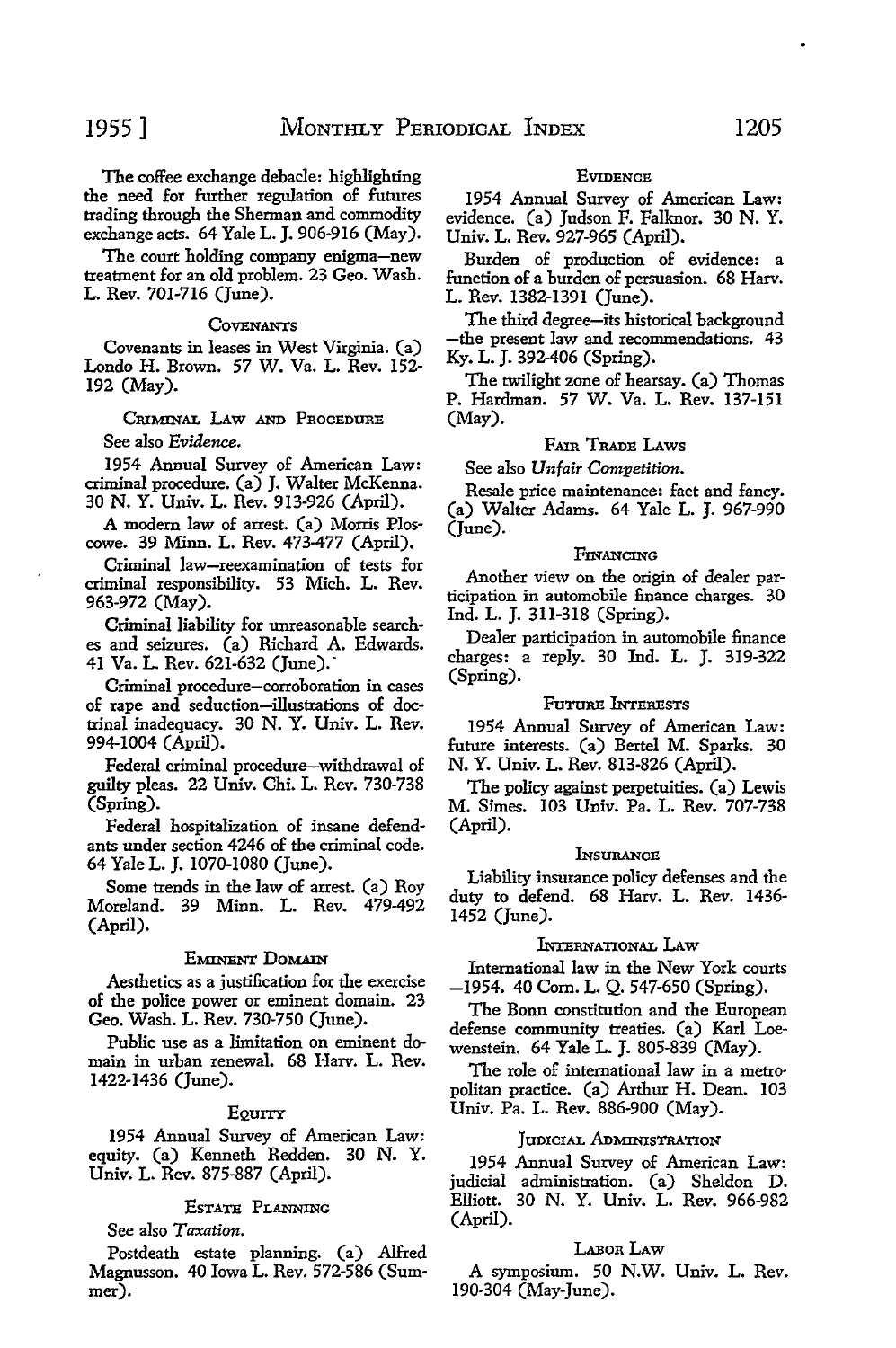The coffee exchange debacle: highlighting the need for further regulation of futures trading through the Sherman and commodity exchange acts. 64 Yale L. J. 906-916 (May).

The court holding company enigma—new treatment for an old problem. 23 Geo. Wash. L. Rev. 701-716 (June).

### COVENANTS

Covenants in leases in West Virginia. (a) Londo H. Brown. 57 W. Va. L. Rev. 152-192 (May).

### CRIMINAL LAW AND PROCEDURE

See also *Evidence.*

1954 Annual Survey of American Law: criminal procedure. (a) J. Walter McKenna. 30 N. Y. Univ. L. Rev. 913-926 (April).

A modern law of arrest. (a) Morris Ploscowe. 39 Minn. L. Rev. 473-477 (April).

Criminal law—reexamination of tests for criminal responsibility. 53 Mich. L. Rev. 963-972 (May).

Criminal liability for unreasonable searches and seizures. (a) Richard A. Edwards. 41 Va. L. Rev. 621-632 (June).

Criminal procedure—corroboration in cases of rape and seduction—illustrations of doctrinal inadequacy. 30 N. Y. Univ. L. Rev. 994-1004 (April).

Federal criminal procedure—withdrawal of guilty pleas. 22 Univ. Chi. L. Rev. 730-738 (Spring).

Federal hospitalization of insane defendants under section 4246 of the criminal code. 64 Yale L. J. 1070-1080 (June).

Some trends in the law of arrest. (a) Roy Moreland. 39 Minn. L. Rev. 479-492 (April).

### EMINENT DOMAIN

Aesthetics as a justification for the exercise of the police power or eminent domain. 23 Geo. Wash. L. Rev. 730-750 (June).

Public use as a limitation on eminent domain in urban renewal. 68 Harv. L. Rev. 1422-1436 (June).

### EQUITY

1954 Annual Survey of American Law: equity. (a) Kenneth Redden. 30 N. Y. Univ. L. Rev. 875-887 (April).

### ESTATE PLANNING

See also *Taxation.*

Postdeath estate planning. (a) Alfred Magnusson. 40 Iowa L. Rev. 572-586 (Summer).

### EVIDENCE

1954 Annual Survey of American Law: evidence. (a) Judson F. Falknor. 30 N. Y. Univ. L. Rev. 927-965 (April).

Burden of production of evidence: a function of a burden of persuasion. 68 Harv. L. Rev. 1382-1391 (June).

The third degree—its historical background—the present law and recommendations. 43 Ky. L. J. 392-406 (Spring).

The twilight zone of hearsay. (a) Thomas P. Hardman. 57 W. Va. L. Rev. 137-151 (May).

### FAIR TRADE LAWS

See also *Unfair Competition.*

Resale price maintenance: fact and fancy. (a) Walter Adams. 64 Yale L. J. 967-990 (June).

### FINANCING

Another view on the origin of dealer participation in automobile finance charges. 30 Ind. L. J. 311-318 (Spring).

Dealer participation in automobile finance charges: a reply. 30 Ind. L. J. 319-322 (Spring).

### FUTURE INTERESTS

1954 Annual Survey of American Law: future interests. (a) Bertel M. Sparks. 30 N. Y. Univ. L. Rev. 813-826 (April).

The policy against perpetuities. (a) Lewis M. Simes. 103 Univ. Pa. L. Rev. 707-738 (April).

### INSURANCE

Liability insurance policy defenses and the duty to defend. 68 Harv. L. Rev. 1436-1452 (June).

### INTERNATIONAL LAW

International law in the New York courts—1954. 40 Corn. L. Q. 547-650 (Spring).

The Bonn constitution and the European defense community treaties. (a) Karl Loewenstein. 64 Yale L. J. 805-839 (May).

The role of international law in a metropolitan practice. (a) Arthur H. Dean. 103 Univ. Pa. L. Rev. 886-900 (May).

### JUDICIAL ADMINISTRATION

1954 Annual Survey of American Law: judicial administration. (a) Sheldon D. Elliott. 30 N. Y. Univ. L. Rev. 966-982 (April).

### LABOR LAW

A symposium. 50 N.W. Univ. L. Rev. 190-304 (May-June).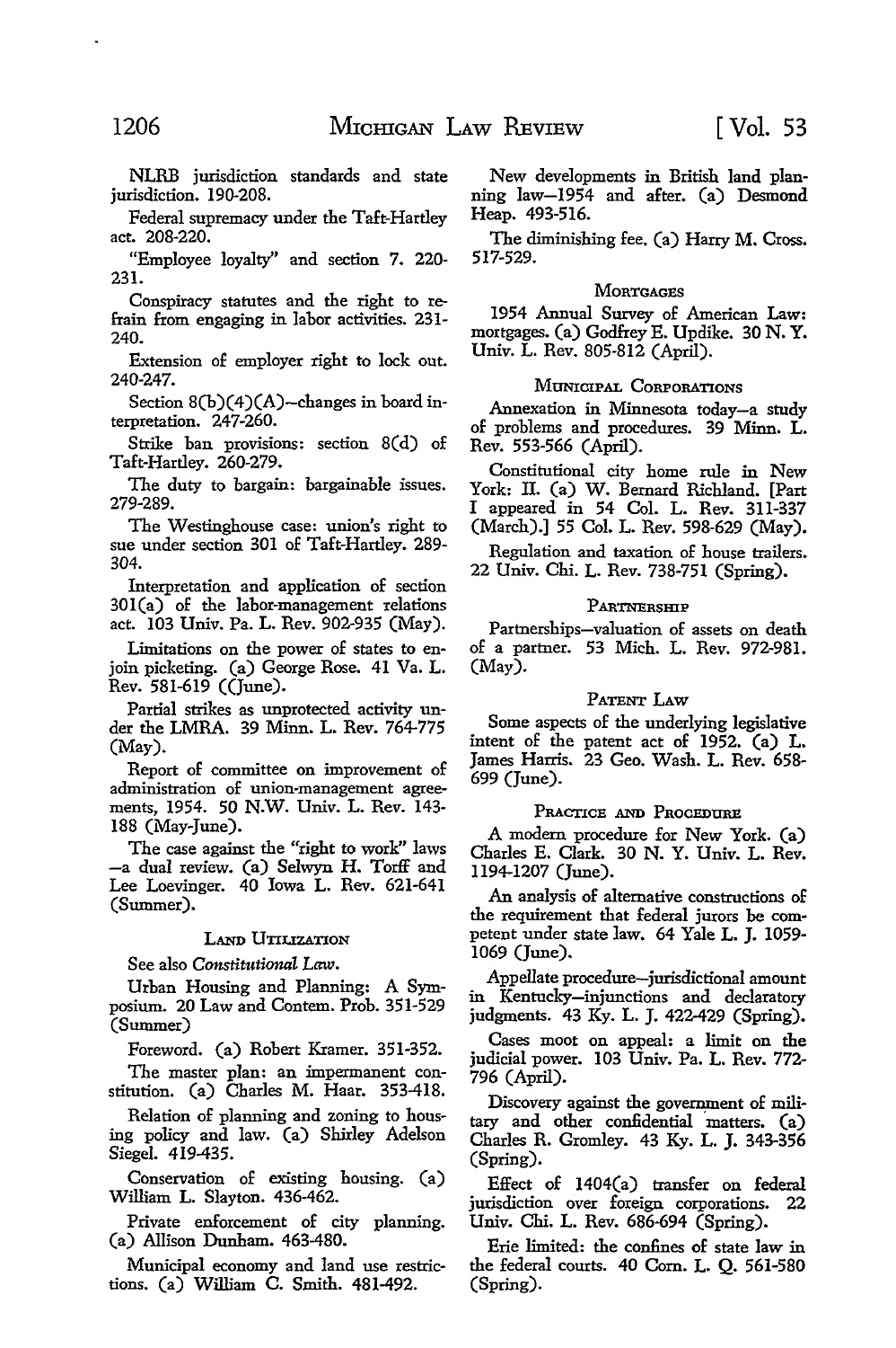NLRB jurisdiction standards and state jurisdiction. 190-208.

Federal supremacy under the Taft-Hartley act. 208-220.

"Employee loyalty" and section 7. 220-231.

Conspiracy statutes and the right to refrain from engaging in labor activities. 231-240.

Extension of employer right to lock out. 240-247.

Section 8(b)(4)(A)—changes in board interpretation. 247-260.

Strike ban provisions: section 8(d) of Taft-Hartley. 260-279.

The duty to bargain: bargainable issues. 279-289.

The Westinghouse case: union's right to sue under section 301 of Taft-Hartley. 289-304.

Interpretation and application of section 301(a) of the labor-management relations act. 103 Univ. Pa. L. Rev. 902-935 (May).

Limitations on the power of states to enjoin picketing. (a) George Rose. 41 Va. L. Rev. 581-619 ((June).

Partial strikes as unprotected activity under the LMRA. 39 Minn. L. Rev. 764-775 (May).

Report of committee on improvement of administration of union-management agreements, 1954. 50 N.W. Univ. L. Rev. 143-188 (May-June).

The case against the "right to work" laws —a dual review. (a) Selwyn H. Torff and Lee Loevinger. 40 Iowa L. Rev. 621-641 (Summer).

### Land Utilization

See also *Constitutional Law*.

Urban Housing and Planning: A Symposium. 20 Law and Contem. Prob. 351-529 (Summer)

Foreword. (a) Robert Kramer. 351-352.

The master plan: an impermanent constitution. (a) Charles M. Haar. 353-418.

Relation of planning and zoning to housing policy and law. (a) Shirley Adelson Siegel. 419-435.

Conservation of existing housing. (a) William L. Slayton. 436-462.

Private enforcement of city planning. (a) Allison Dunham. 463-480.

Municipal economy and land use restrictions. (a) William C. Smith. 481-492.

New developments in British land planning law—1954 and after. (a) Desmond Heap. 493-516.

The diminishing fee. (a) Harry M. Cross. 517-529.

### Mortgages

1954 Annual Survey of American Law: mortgages. (a) Godfrey E. Updike. 30 N. Y. Univ. L. Rev. 805-812 (April).

### Municipal Corporations

Annexation in Minnesota today—a study of problems and procedures. 39 Minn. L. Rev. 553-566 (April).

Constitutional city home rule in New York: II. (a) W. Bernard Richland. [Part I appeared in 54 Col. L. Rev. 311-337 (March).] 55 Col. L. Rev. 598-629 (May).

Regulation and taxation of house trailers. 22 Univ. Chi. L. Rev. 738-751 (Spring).

### Partnership

Partnerships—valuation of assets on death of a partner. 53 Mich. L. Rev. 972-981. (May).

### Patent Law

Some aspects of the underlying legislative intent of the patent act of 1952. (a) L. James Harris. 23 Geo. Wash. L. Rev. 658-699 (June).

### Practice and Procedure

A modern procedure for New York. (a) Charles E. Clark. 30 N. Y. Univ. L. Rev. 1194-1207 (June).

An analysis of alternative constructions of the requirement that federal jurors be competent under state law. 64 Yale L. J. 1059-1069 (June).

Appellate procedure—jurisdictional amount in Kentucky—injunctions and declaratory judgments. 43 Ky. L. J. 422-429 (Spring).

Cases moot on appeal: a limit on the judicial power. 103 Univ. Pa. L. Rev. 772-796 (April).

Discovery against the government of military and other confidential matters. (a) Charles R. Gromley. 43 Ky. L. J. 343-356 (Spring).

Effect of 1404(a) transfer on federal jurisdiction over foreign corporations. 22 Univ. Chi. L. Rev. 686-694 (Spring).

Erie limited: the confines of state law in the federal courts. 40 Corn. L. Q. 561-580 (Spring).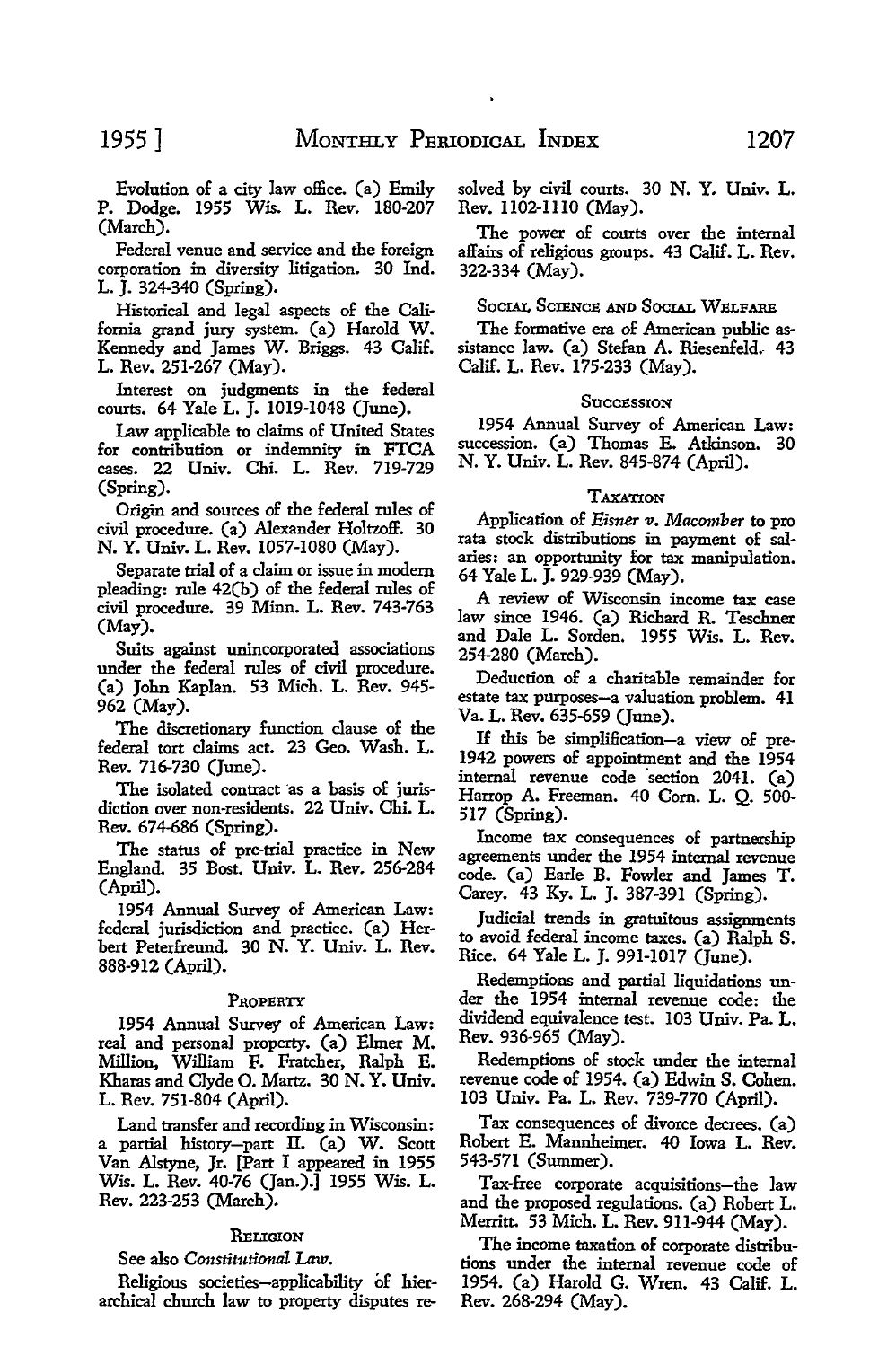Evolution of a city law office. (a) Emily P. Dodge. 1955 Wis. L. Rev. 180-207 (March).

Federal venue and service and the foreign corporation in diversity litigation. 30 Ind. L. J. 324-340 (Spring).

Historical and legal aspects of the California grand jury system. (a) Harold W. Kennedy and James W. Briggs. 43 Calif. L. Rev. 251-267 (May).

Interest on judgments in the federal courts. 64 Yale L. J. 1019-1048 (June).

Law applicable to claims of United States for contribution or indemnity in FTCA cases. 22 Univ. Chi. L. Rev. 719-729 (Spring).

Origin and sources of the federal rules of civil procedure. (a) Alexander Holtzoff. 30 N. Y. Univ. L. Rev. 1057-1080 (May).

Separate trial of a claim or issue in modern pleading: rule 42(b) of the federal rules of civil procedure. 39 Minn. L. Rev. 743-763 (May).

Suits against unincorporated associations under the federal rules of civil procedure. (a) John Kaplan. 53 Mich. L. Rev. 945-962 (May).

The discretionary function clause of the federal tort claims act. 23 Geo. Wash. L. Rev. 716-730 (June).

The isolated contract as a basis of jurisdiction over non-residents. 22 Univ. Chi. L. Rev. 674-686 (Spring).

The status of pre-trial practice in New England. 35 Bost. Univ. L. Rev. 256-284 (April).

1954 Annual Survey of American Law: federal jurisdiction and practice. (a) Herbert Peterfreund. 30 N. Y. Univ. L. Rev. 888-912 (April).

### Property

1954 Annual Survey of American Law: real and personal property. (a) Elmer M. Million, William F. Fratcher, Ralph E. Kharas and Clyde O. Martz. 30 N. Y. Univ. L. Rev. 751-804 (April).

Land transfer and recording in Wisconsin: a partial history—part II. (a) W. Scott Van Alstyne, Jr. [Part I appeared in 1955 Wis. L. Rev. 40-76 (Jan.).] 1955 Wis. L. Rev. 223-253 (March).

### Religion

See also *Constitutional Law*.

Religious societies—applicability of hierarchical church law to property disputes resolved by civil courts. 30 N. Y. Univ. L. Rev. 1102-1110 (May).

The power of courts over the internal affairs of religious groups. 43 Calif. L. Rev. 322-334 (May).

### Social Science and Social Welfare

The formative era of American public assistance law. (a) Stefan A. Riesenfeld. 43 Calif. L. Rev. 175-233 (May).

### Succession

1954 Annual Survey of American Law: succession. (a) Thomas E. Atkinson. 30 N. Y. Univ. L. Rev. 845-874 (April).

### Taxation

Application of *Eisner v. Macomber* to pro rata stock distributions in payment of salaries: an opportunity for tax manipulation. 64 Yale L. J. 929-939 (May).

A review of Wisconsin income tax case law since 1946. (a) Richard R. Teschner and Dale L. Sorden. 1955 Wis. L. Rev. 254-280 (March).

Deduction of a charitable remainder for estate tax purposes—a valuation problem. 41 Va. L. Rev. 635-659 (June).

If this be simplification—a view of pre-1942 powers of appointment and the 1954 internal revenue code section 2041. (a) Harrop A. Freeman. 40 Corn. L. Q. 500-517 (Spring).

Income tax consequences of partnership agreements under the 1954 internal revenue code. (a) Earle B. Fowler and James T. Carey. 43 Ky. L. J. 387-391 (Spring).

Judicial trends in gratuitous assignments to avoid federal income taxes. (a) Ralph S. Rice. 64 Yale L. J. 991-1017 (June).

Redemptions and partial liquidations under the 1954 internal revenue code: the dividend equivalence test. 103 Univ. Pa. L. Rev. 936-965 (May).

Redemptions of stock under the internal revenue code of 1954. (a) Edwin S. Cohen. 103 Univ. Pa. L. Rev. 739-770 (April).

Tax consequences of divorce decrees. (a) Robert E. Mannheimer. 40 Iowa L. Rev. 543-571 (Summer).

Tax-free corporate acquisitions—the law and the proposed regulations. (a) Robert L. Merritt. 53 Mich. L. Rev. 911-944 (May).

The income taxation of corporate distributions under the internal revenue code of 1954. (a) Harold G. Wren. 43 Calif. L. Rev. 268-294 (May).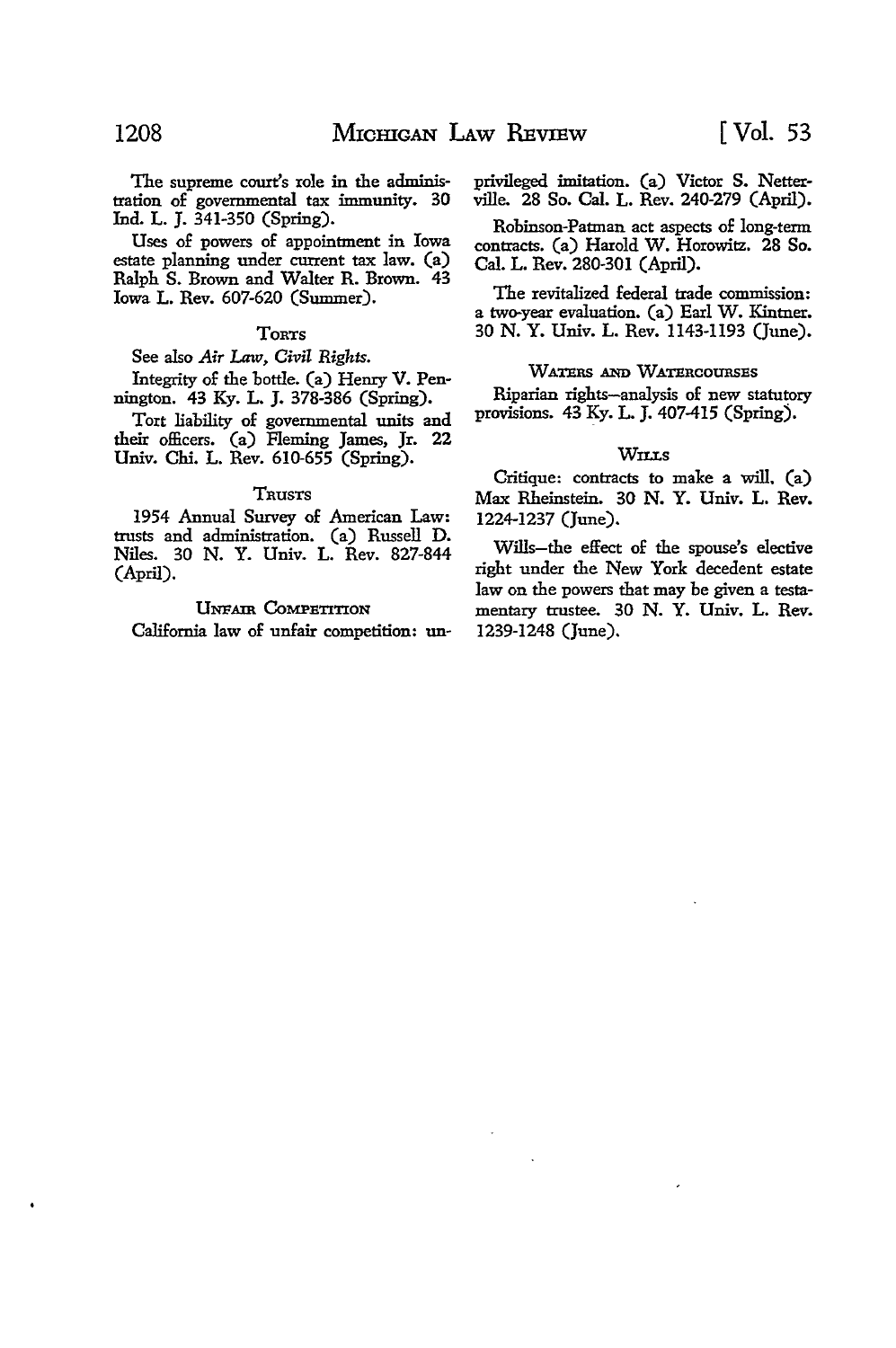The supreme court's role in the administration of governmental tax immunity. 30 Ind. L. J. 341-350 (Spring).

Uses of powers of appointment in Iowa estate planning under current tax law. (a) Ralph S. Brown and Walter R. Brown. 43 Iowa L. Rev. 607-620 (Summer).

### TORTS

See also *Air Law, Civil Rights.*

Integrity of the bottle. (a) Henry V. Pennington. 43 Ky. L. J. 378-386 (Spring).

Tort liability of governmental units and their officers. (a) Fleming James, Jr. 22 Univ. Chi. L. Rev. 610-655 (Spring).

### TRUSTS

1954 Annual Survey of American Law: trusts and administration. (a) Russell D. Niles. 30 N. Y. Univ. L. Rev. 827-844 (April).

### UNFAIR COMPETITION

California law of unfair competition: unprivileged imitation. (a) Victor S. Netterville. 28 So. Cal. L. Rev. 240-279 (April).

Robinson-Patman act aspects of long-term contracts. (a) Harold W. Horowitz. 28 So. Cal. L. Rev. 280-301 (April).

The revitalized federal trade commission: a two-year evaluation. (a) Earl W. Kintner. 30 N. Y. Univ. L. Rev. 1143-1193 (June).

### WATERS AND WATERCOURSES

Riparian rights—analysis of new statutory provisions. 43 Ky. L. J. 407-415 (Spring).

### WILLS

Critique: contracts to make a will. (a) Max Rheinstein. 30 N. Y. Univ. L. Rev. 1224-1237 (June).

Wills—the effect of the spouse's elective right under the New York decedent estate law on the powers that may be given a testamentary trustee. 30 N. Y. Univ. L. Rev. 1239-1248 (June).